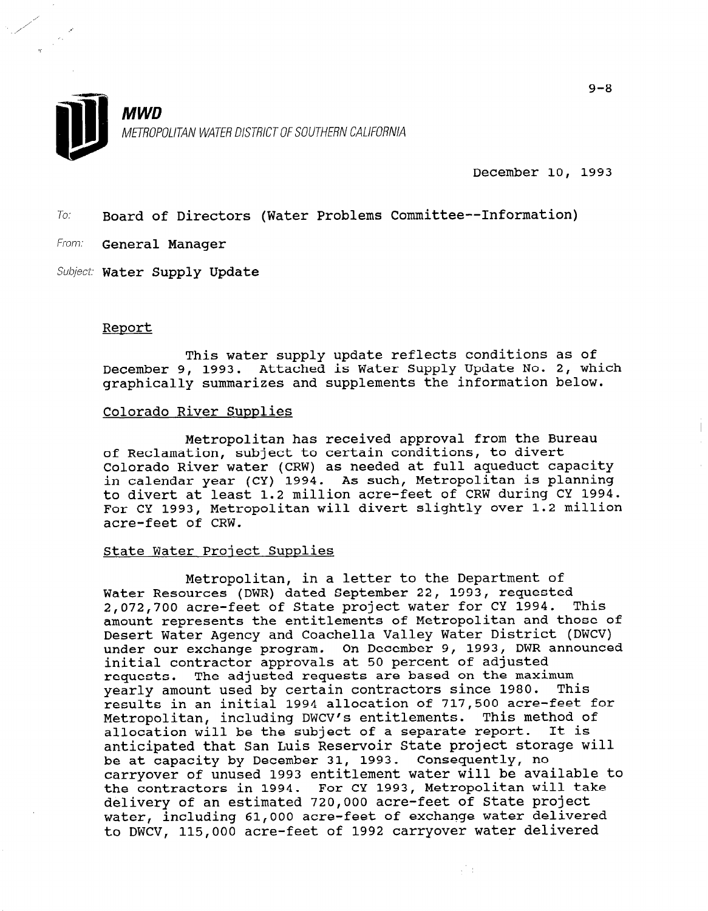**MWD**

METROPOLITAN WATER DISTRICT OF SOUTHERN CALIFORNIA

December 10, 1993

To: Board of Directors (Water Problems Committee--Information)

From: General Manager

Subject: Water Supply Update

## Report

This water supply update reflects conditions as of December 9, 1993. Attached is Water Supply Update No. 2, which graphically summarizes and supplements the information below.

### Colorado River Supplies

Metropolitan has received approval from the Bureau of Reclamation, subject to certain conditions, to divert Colorado River water (CRW) as needed at full aqueduct capacity in calendar year (CY) 1994. As such, Metropolitan is planning to divert at least 1.2 million acre-feet of CRW during CY 1994. For CY 1993, Metropolitan will divert slightly over 1.2 million acre-feet of CRW.

### State Water Project Supplies

Metropolitan, in a letter to the Department of Water Resources (DWR) dated September 22, 1993, requested 2,072,700 acre-feet of State project water for CY 1994. This amount represents the entitlements of Metropolitan and those of Desert Water Agency and Coachella Valley Water District (DWCV) under our exchange program. On December 9, 1993, DWR announced initial contractor approvals at 50 percent of adjusted requests. The adjusted requests are based on the maximum yearly amount used by certain contractors since 1980. This results in an initial 1994 allocation of 717,500 acre-feet for Metropolitan, including DWCV's entitlements. This method of allocation will be the subject of a separate report. It is anticipated that San Luis Reservoir State project storage will be at capacity by December 31, 1993. Consequently, no carryover of unused 1993 entitlement water will be available to the contractors in 1994. For CY 1993, Metropolitan will take delivery of an estimated 720,000 acre-feet of State project water, including 61,000 acre-feet of exchange water delivered to DWCV, 115,000 acre-feet of 1992 carryover water delivered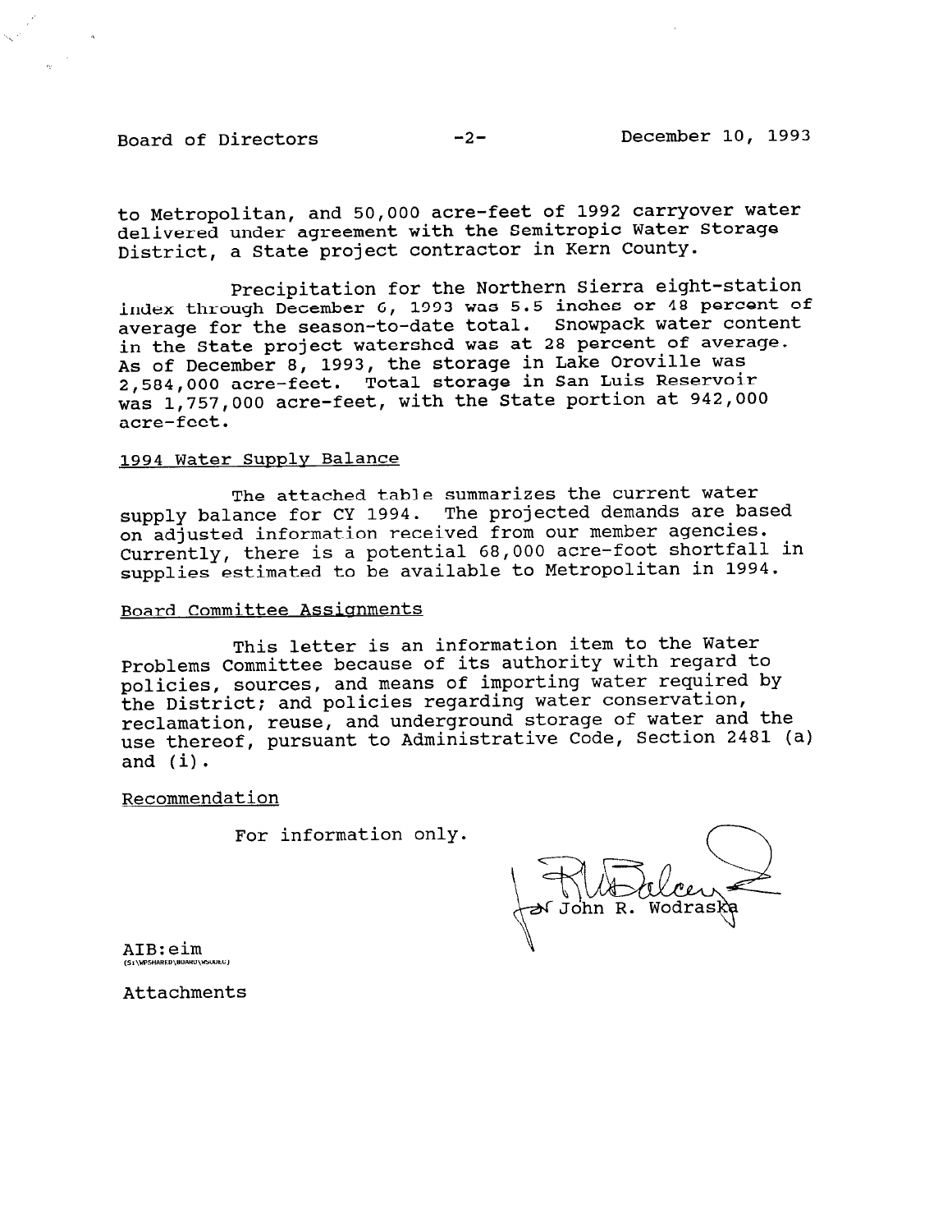to Metropolitan, and 50,000 acre-feet of 1992 carryover water delivered under agreement with the Semitropic Water Storage District, a State project contractor in Kern County.

Precipitation for the Northern Sierra eight-station index through December 6, 1993 was 5.5 inches or 48 percent of average for the season-to-date total. Snowpack water content in the State project watershed was at 28 percent of average. As of December 8, 1993, the storage in Lake Oroville was 2,584,000 acre-feet. Total storage in San Luis Reservoir was 1,757,000 acre-feet, with the State portion at 942,000 acre-feet.

1994 Water Supply Balance

The attached table summarizes the current water supply balance for CY 1994. The projected demands are based on adjusted information received from our member agencies. Currently, there is a potential 68,000 acre-foot shortfall in supplies estimated to be available to Metropolitan in 1994.

Board Committee Assignments

This letter is an information item to the Water Problems Committee because of its authority with regard to policies, sources, and means of importing water required by the District; and policies regarding water conservation, reclamation, reuse, and underground storage of water and the use thereof, pursuant to Administrative Code, Section 2481 (a) and (i).

Recommendation

For information only.

for John R. Wodraska

AIB:eim

Attachments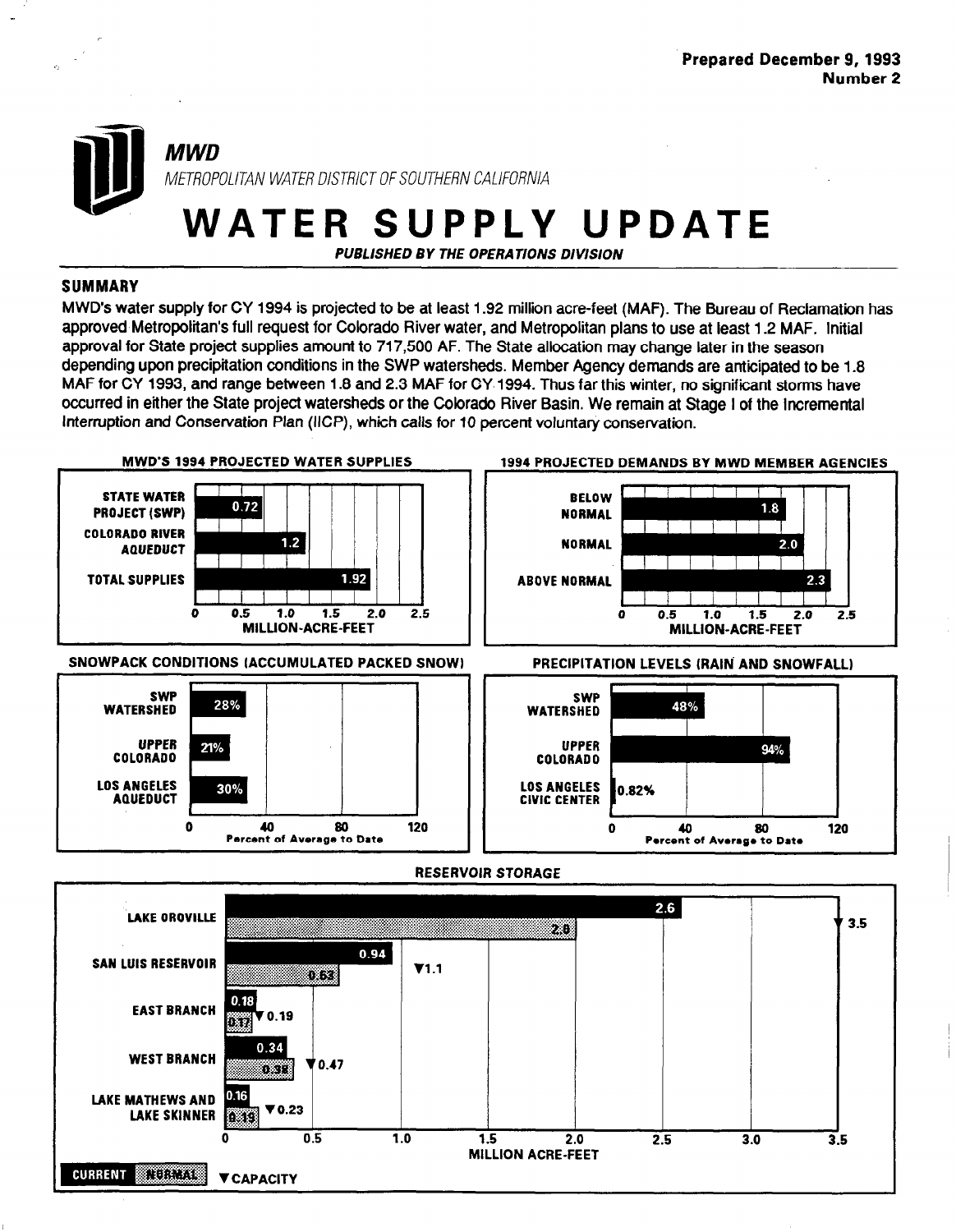Prepared December 9, 1993
**Number 2**

***MWD***

*METROPOLITAN WATER DISTRICT OF SOUTHERN CALIFORNIA*

# WATER SUPPLY UPDATE

***PUBLISHED BY THE OPERATIONS DIVISION***

## SUMMARY

MWD's water supply for CY 1994 is projected to be at least 1.92 million acre-feet (MAF). The Bureau of Reclamation has approved Metropolitan's full request for Colorado River water, and Metropolitan plans to use at least 1.2 MAF. Initial approval for State project supplies amount to 717,500 AF. The State allocation may change later in the season depending upon precipitation conditions in the SWP watersheds. Member Agency demands are anticipated to be 1.8 MAF for CY 1993, and range between 1.8 and 2.3 MAF for CY 1994. Thus far this winter, no significant storms have occurred in either the State project watersheds or the Colorado River Basin. We remain at Stage I of the Incremental Interruption and Conservation Plan (IICP), which calls for 10 percent voluntary conservation.

### MWD'S 1994 PROJECTED WATER SUPPLIES

| Source | Million-Acre-Feet |
| --- | --- |
| STATE WATER PROJECT (SWP) | 0.72 |
| COLORADO RIVER AQUEDUCT | 1.2 |
| TOTAL SUPPLIES | 1.92 |

### 1994 PROJECTED DEMANDS BY MWD MEMBER AGENCIES

| Demand | Million-Acre-Feet |
| --- | --- |
| BELOW NORMAL | 1.8 |
| NORMAL | 2.0 |
| ABOVE NORMAL | 2.3 |

### SNOWPACK CONDITIONS (ACCUMULATED PACKED SNOW)

| Location | Percent of Average to Date |
| --- | --- |
| SWP WATERSHED | 28% |
| UPPER COLORADO | 21% |
| LOS ANGELES AQUEDUCT | 30% |

### PRECIPITATION LEVELS (RAIN AND SNOWFALL)

| Location | Percent of Average to Date |
| --- | --- |
| SWP WATERSHED | 48% |
| UPPER COLORADO | 94% |
| LOS ANGELES CIVIC CENTER | 0.82% |

### RESERVOIR STORAGE

| Reservoir | Current (MAF) | Normal (MAF) | Capacity (MAF) |
| --- | --- | --- | --- |
| LAKE OROVILLE | 2.6 | 2.0 | 3.5 |
| SAN LUIS RESERVOIR | 0.94 | 0.63 | 1.1 |
| EAST BRANCH | 0.18 | 0.17 | 0.19 |
| WEST BRANCH | 0.34 | 0.35 | 0.47 |
| LAKE MATHEWS AND LAKE SKINNER | 0.16 | 0.19 | 0.23 |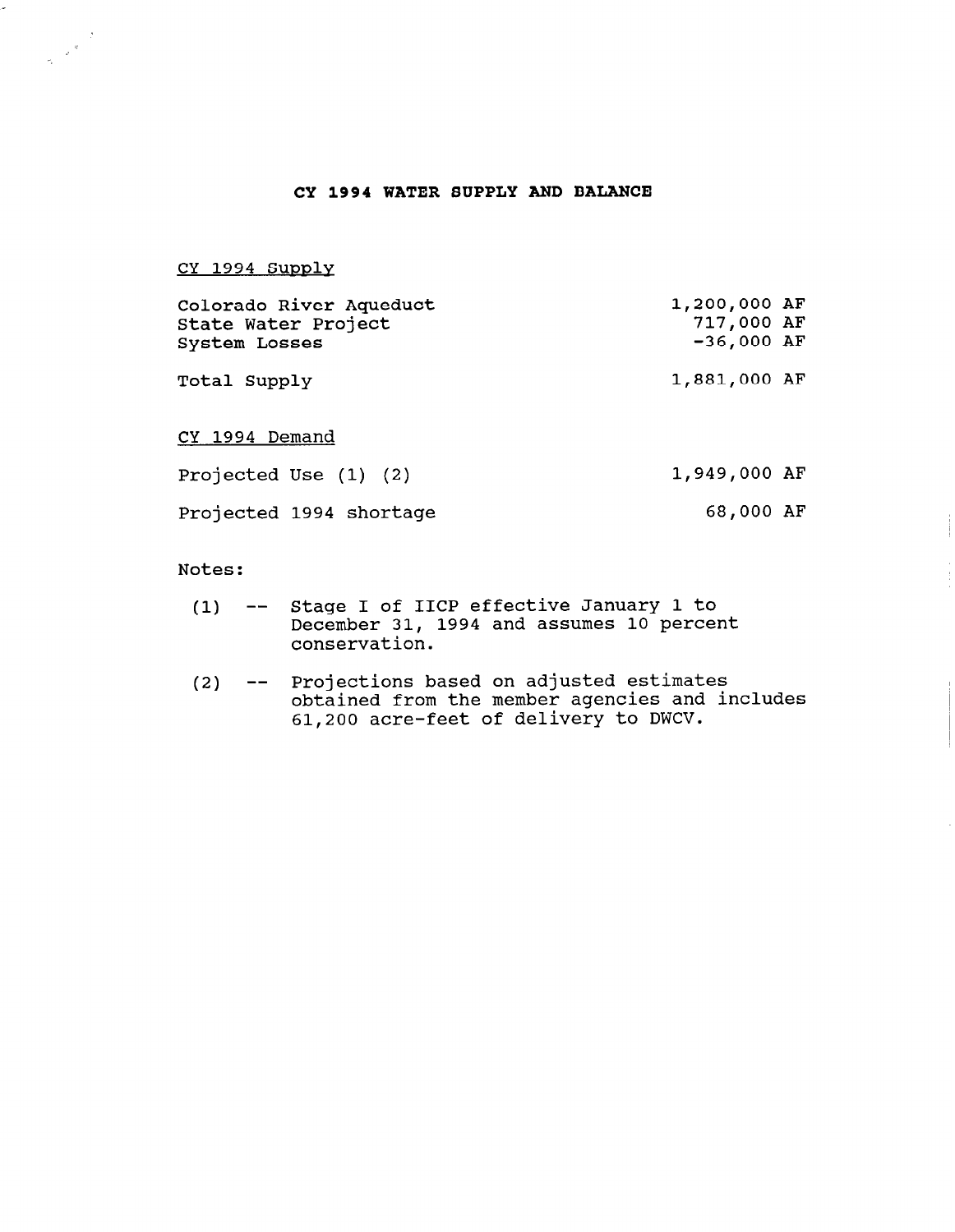# CY 1994 WATER SUPPLY AND BALANCE

CY 1994 Supply

| | |
|---|---|
| Colorado River Aqueduct | 1,200,000 AF |
| State Water Project | 717,000 AF |
| System Losses | -36,000 AF |
| Total Supply | 1,881,000 AF |

CY 1994 Demand

| | |
|---|---|
| Projected Use (1) (2) | 1,949,000 AF |
| Projected 1994 shortage | 68,000 AF |

Notes:

(1) -- Stage I of IICP effective January 1 to December 31, 1994 and assumes 10 percent conservation.

(2) -- Projections based on adjusted estimates obtained from the member agencies and includes 61,200 acre-feet of delivery to DWCV.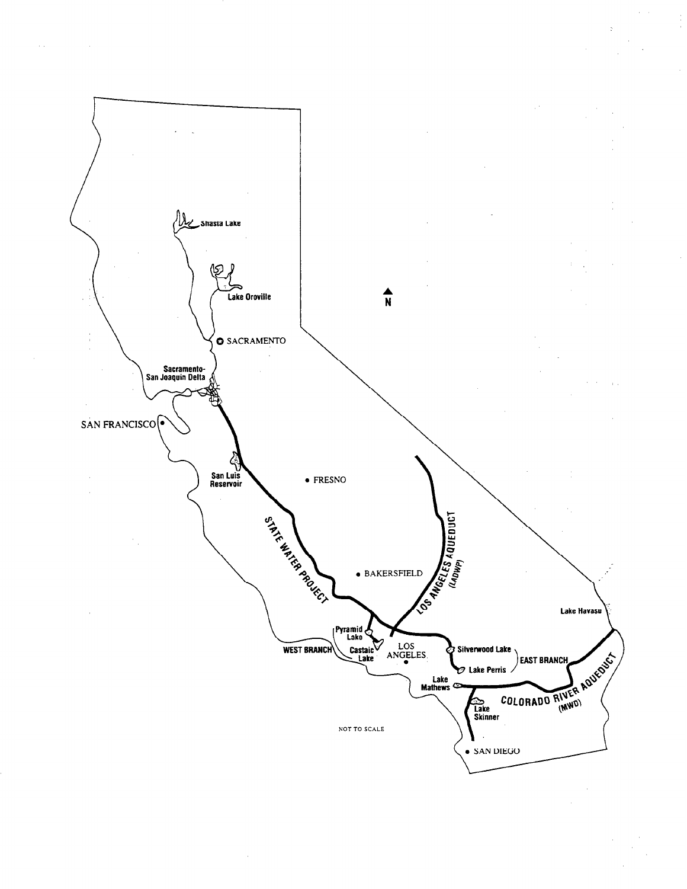Shasta Lake

Lake Oroville

SACRAMENTO

Sacramento-
San Joaquin Delta

SAN FRANCISCO

San Luis
Reservoir

FRESNO

STATE WATER PROJECT

BAKERSFIELD

LOS ANGELES AQUEDUCT
(LADWP)

N

Pyramid
Lake

Castaic
Lake

WEST BRANCH

LOS
ANGELES

Silverwood Lake

Lake Perris

EAST BRANCH

Lake Havasu

Lake
Mathews

Lake
Skinner

COLORADO RIVER AQUEDUCT
(MWD)

NOT TO SCALE

SAN DIEGO